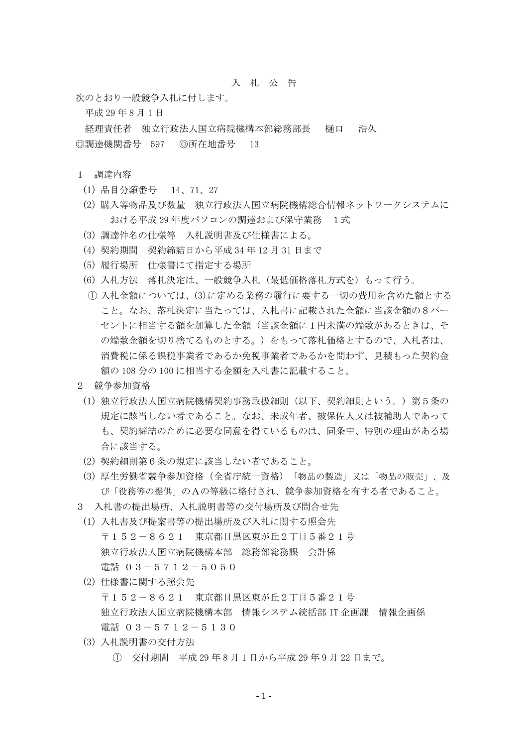# 入 札 公 告

次のとおり一般競争入札に付します。

平成 29 年 8 月 1 日

経理責任者　独立行政法人国立病院機構本部総務部長　　樋口　　浩久

◎調達機関番号　597　　◎所在地番号　13

## 1　調達内容

(1) 品目分類番号　14、71、27

(2) 購入等物品及び数量　独立行政法人国立病院機構総合情報ネットワークシステムにおける平成 29 年度パソコンの調達および保守業務　1 式

(3) 調達件名の仕様等　入札説明書及び仕様書による。

(4) 契約期間　契約締結日から平成 34 年 12 月 31 日まで

(5) 履行場所　仕様書にて指定する場所

(6) 入札方法　落札決定は、一般競争入札（最低価格落札方式を）もって行う。

① 入札金額については、(3)に定める業務の履行に要する一切の費用を含めた額とすること。なお、落札決定に当たっては、入札書に記載された金額に当該金額の８パーセントに相当する額を加算した金額（当該金額に１円未満の端数があるときは、その端数金額を切り捨てるものとする。）をもって落札価格とするので、入札者は、消費税に係る課税事業者であるか免税事業者であるかを問わず、見積もった契約金額の 108 分の 100 に相当する金額を入札書に記載すること。

## 2　競争参加資格

(1) 独立行政法人国立病院機構契約事務取扱細則（以下、契約細則という。）第５条の規定に該当しない者であること。なお、未成年者、被保佐人又は被補助人であっても、契約締結のために必要な同意を得ているものは、同条中、特別の理由がある場合に該当する。

(2) 契約細則第６条の規定に該当しない者であること。

(3) 厚生労働省競争参加資格（全省庁統一資格）「物品の製造」又は「物品の販売」、及び「役務等の提供」のＡの等級に格付され、競争参加資格を有する者であること。

## 3　入札書の提出場所、入札説明書等の交付場所及び問合せ先

(1) 入札書及び提案書等の提出場所及び入札に関する照会先

〒１５２－８６２１　東京都目黒区東が丘２丁目５番２１号

独立行政法人国立病院機構本部　総務部総務課　会計係

電話　０３－５７１２－５０５０

(2) 仕様書に関する照会先

〒１５２－８６２１　東京都目黒区東が丘２丁目５番２１号

独立行政法人国立病院機構本部　情報システム統括部 IT 企画課　情報企画係

電話　０３－５７１２－５１３０

(3) 入札説明書の交付方法

①　交付期間　平成 29 年 8 月 1 日から平成 29 年 9 月 22 日まで。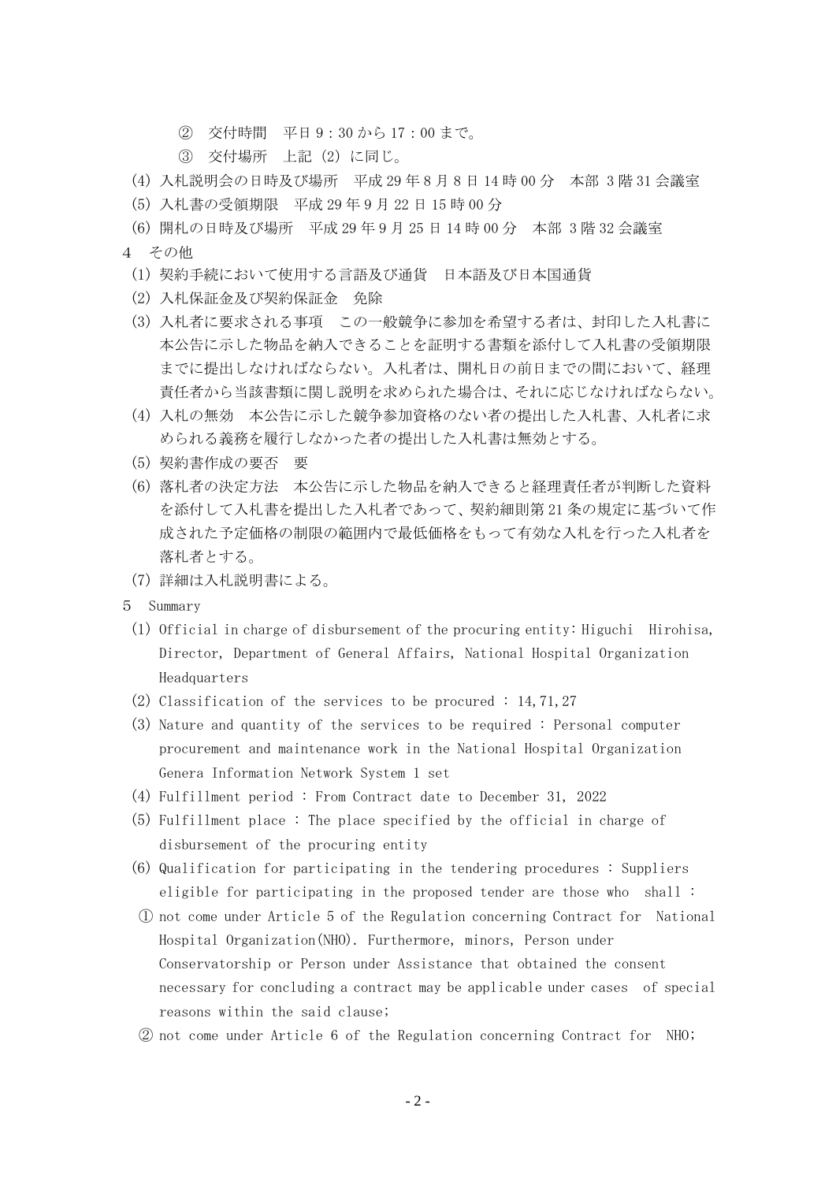② 交付時間　平日 9：30 から 17：00 まで。

③ 交付場所　上記 (2) に同じ。

(4) 入札説明会の日時及び場所　平成 29 年 8 月 8 日 14 時 00 分　本部 3 階 31 会議室

(5) 入札書の受領期限　平成 29 年 9 月 22 日 15 時 00 分

(6) 開札の日時及び場所　平成 29 年 9 月 25 日 14 時 00 分　本部 3 階 32 会議室

4　その他

(1) 契約手続において使用する言語及び通貨　日本語及び日本国通貨

(2) 入札保証金及び契約保証金　免除

(3) 入札者に要求される事項　この一般競争に参加を希望する者は、封印した入札書に本公告に示した物品を納入できることを証明する書類を添付して入札書の受領期限までに提出しなければならない。入札者は、開札日の前日までの間において、経理責任者から当該書類に関し説明を求められた場合は、それに応じなければならない。

(4) 入札の無効　本公告に示した競争参加資格のない者の提出した入札書、入札者に求められる義務を履行しなかった者の提出した入札書は無効とする。

(5) 契約書作成の要否　要

(6) 落札者の決定方法　本公告に示した物品を納入できると経理責任者が判断した資料を添付して入札書を提出した入札者であって、契約細則第 21 条の規定に基づいて作成された予定価格の制限の範囲内で最低価格をもって有効な入札を行った入札者を落札者とする。

(7) 詳細は入札説明書による。

5　Summary

(1) Official in charge of disbursement of the procuring entity: Higuchi　Hirohisa, Director, Department of General Affairs, National Hospital Organization Headquarters

(2) Classification of the services to be procured : 14,71,27

(3) Nature and quantity of the services to be required : Personal computer procurement and maintenance work in the National Hospital Organization Genera Information Network System 1 set

(4) Fulfillment period : From Contract date to December 31, 2022

(5) Fulfillment place : The place specified by the official in charge of disbursement of the procuring entity

(6) Qualification for participating in the tendering procedures : Suppliers eligible for participating in the proposed tender are those who　shall :

① not come under Article 5 of the Regulation concerning Contract for　National Hospital Organization(NHO). Furthermore, minors, Person under Conservatorship or Person under Assistance that obtained the consent necessary for concluding a contract may be applicable under cases　of special reasons within the said clause;

② not come under Article 6 of the Regulation concerning Contract for　NHO;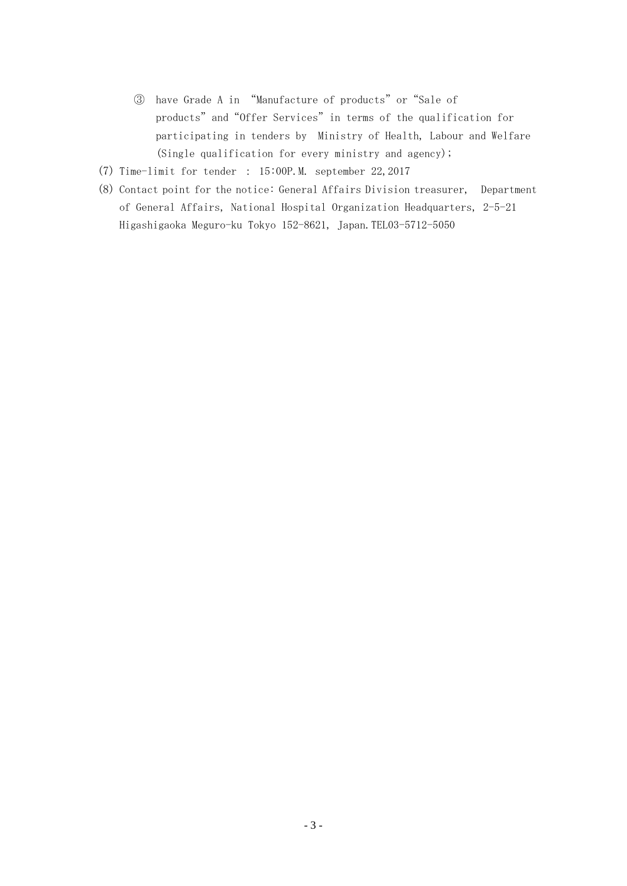③ have Grade A in “Manufacture of products” or “Sale of products” and “Offer Services” in terms of the qualification for participating in tenders by Ministry of Health, Labour and Welfare (Single qualification for every ministry and agency);

(7) Time-limit for tender : 15:00P.M. september 22,2017

(8) Contact point for the notice: General Affairs Division treasurer, Department of General Affairs, National Hospital Organization Headquarters, 2-5-21 Higashigaoka Meguro-ku Tokyo 152-8621, Japan.TEL03-5712-5050